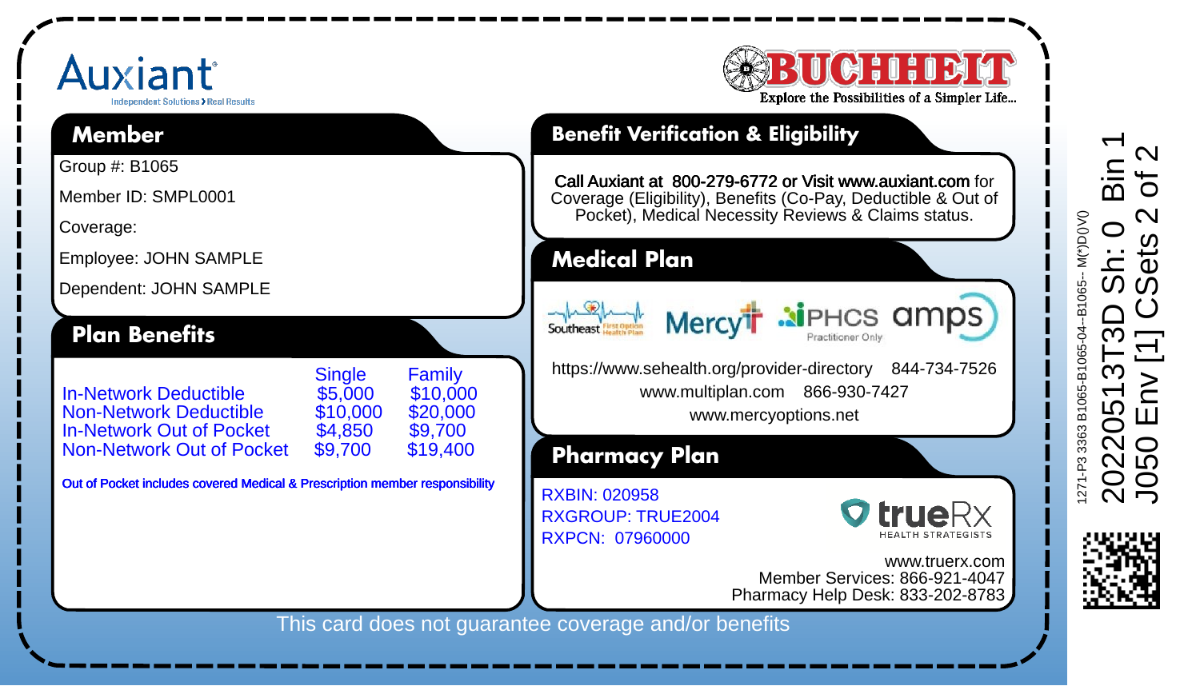Auxiant
Independent Solutions > Real Results

BUCHHEIT
Explore the Possibilities of a Simpler Life...

## Member

Group #: B1065

Member ID: SMPL0001

Coverage:

Employee: JOHN SAMPLE

Dependent: JOHN SAMPLE

## Plan Benefits

| | Single | Family |
|---|---|---|
| In-Network Deductible | $5,000 | $10,000 |
| Non-Network Deductible | $10,000 | $20,000 |
| In-Network Out of Pocket | $4,850 | $9,700 |
| Non-Network Out of Pocket | $9,700 | $19,400 |

Out of Pocket includes covered Medical & Prescription member responsibility

## Benefit Verification & Eligibility

Call Auxiant at 800-279-6772 or Visit www.auxiant.com for Coverage (Eligibility), Benefits (Co-Pay, Deductible & Out of Pocket), Medical Necessity Reviews & Claims status.

## Medical Plan

Southeast First Option Health Plan | Mercy | PHCS Practitioner Only | amps

https://www.sehealth.org/provider-directory 844-734-7526

www.multiplan.com 866-930-7427

www.mercyoptions.net

## Pharmacy Plan

RXBIN: 020958
RXGROUP: TRUE2004
RXPCN: 07960000

trueRx HEALTH STRATEGISTS

www.truerx.com
Member Services: 866-921-4047
Pharmacy Help Desk: 833-202-8783

This card does not guarantee coverage and/or benefits

1271-P3 3363 B1065-B1065-04--B1065-- M(*)D()V()
20220513T3D Sh: 0 Bin 1
J050 Env [1] CSets 2 of 2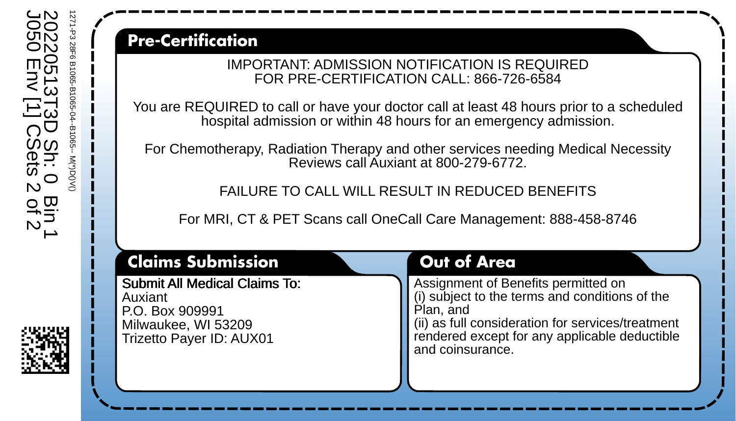## Pre-Certification

IMPORTANT: ADMISSION NOTIFICATION IS REQUIRED
FOR PRE-CERTIFICATION CALL: 866-726-6584

You are REQUIRED to call or have your doctor call at least 48 hours prior to a scheduled hospital admission or within 48 hours for an emergency admission.

For Chemotherapy, Radiation Therapy and other services needing Medical Necessity Reviews call Auxiant at 800-279-6772.

FAILURE TO CALL WILL RESULT IN REDUCED BENEFITS

For MRI, CT & PET Scans call OneCall Care Management: 888-458-8746

## Claims Submission

Submit All Medical Claims To:
Auxiant
P.O. Box 909991
Milwaukee, WI 53209
Trizetto Payer ID: AUX01

## Out of Area

Assignment of Benefits permitted on
(i) subject to the terms and conditions of the Plan, and
(ii) as full consideration for services/treatment rendered except for any applicable deductible and coinsurance.